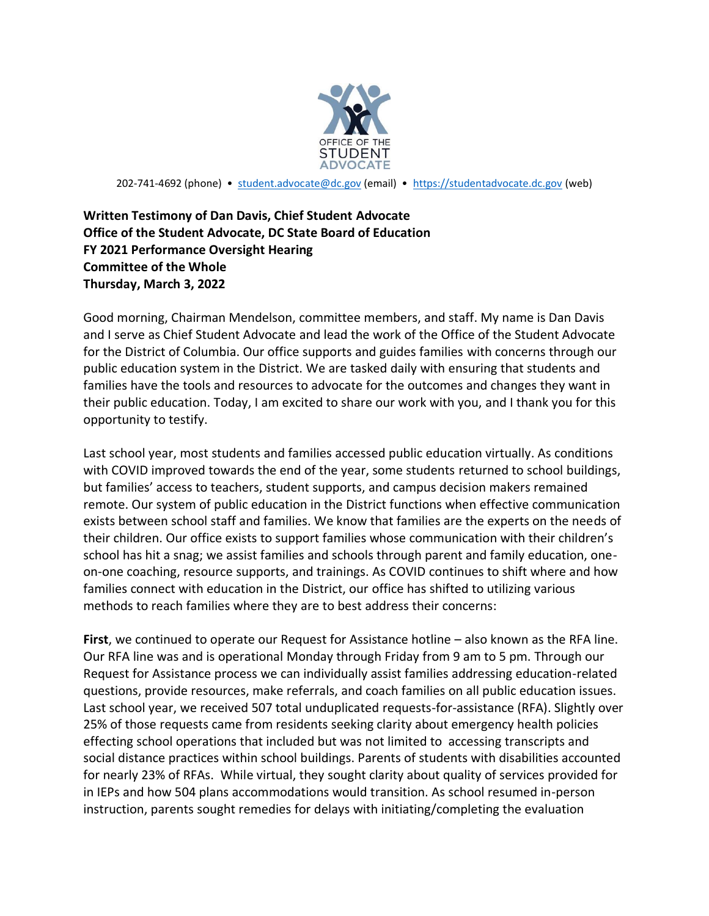OFFICE OF THE STUDENT ADVOCATE

202-741-4692 (phone) • student.advocate@dc.gov (email) • https://studentadvocate.dc.gov (web)

**Written Testimony of Dan Davis, Chief Student Advocate**
**Office of the Student Advocate, DC State Board of Education**
**FY 2021 Performance Oversight Hearing**
**Committee of the Whole**
**Thursday, March 3, 2022**

Good morning, Chairman Mendelson, committee members, and staff. My name is Dan Davis and I serve as Chief Student Advocate and lead the work of the Office of the Student Advocate for the District of Columbia. Our office supports and guides families with concerns through our public education system in the District. We are tasked daily with ensuring that students and families have the tools and resources to advocate for the outcomes and changes they want in their public education. Today, I am excited to share our work with you, and I thank you for this opportunity to testify.

Last school year, most students and families accessed public education virtually. As conditions with COVID improved towards the end of the year, some students returned to school buildings, but families' access to teachers, student supports, and campus decision makers remained remote. Our system of public education in the District functions when effective communication exists between school staff and families. We know that families are the experts on the needs of their children. Our office exists to support families whose communication with their children's school has hit a snag; we assist families and schools through parent and family education, one-on-one coaching, resource supports, and trainings. As COVID continues to shift where and how families connect with education in the District, our office has shifted to utilizing various methods to reach families where they are to best address their concerns:

**First**, we continued to operate our Request for Assistance hotline – also known as the RFA line. Our RFA line was and is operational Monday through Friday from 9 am to 5 pm. Through our Request for Assistance process we can individually assist families addressing education-related questions, provide resources, make referrals, and coach families on all public education issues. Last school year, we received 507 total unduplicated requests-for-assistance (RFA). Slightly over 25% of those requests came from residents seeking clarity about emergency health policies effecting school operations that included but was not limited to accessing transcripts and social distance practices within school buildings. Parents of students with disabilities accounted for nearly 23% of RFAs. While virtual, they sought clarity about quality of services provided for in IEPs and how 504 plans accommodations would transition. As school resumed in-person instruction, parents sought remedies for delays with initiating/completing the evaluation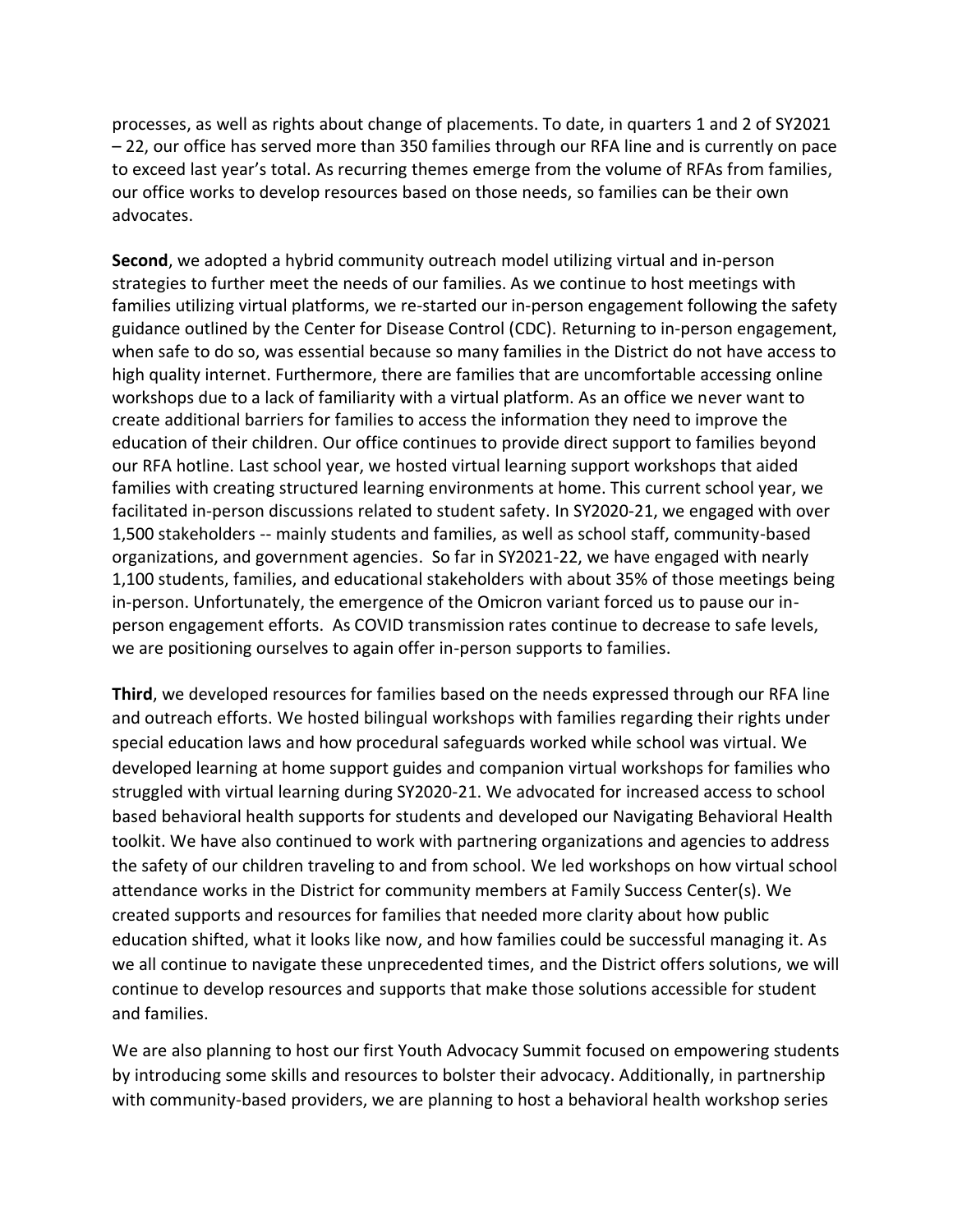processes, as well as rights about change of placements. To date, in quarters 1 and 2 of SY2021 – 22, our office has served more than 350 families through our RFA line and is currently on pace to exceed last year's total. As recurring themes emerge from the volume of RFAs from families, our office works to develop resources based on those needs, so families can be their own advocates.

**Second**, we adopted a hybrid community outreach model utilizing virtual and in-person strategies to further meet the needs of our families. As we continue to host meetings with families utilizing virtual platforms, we re-started our in-person engagement following the safety guidance outlined by the Center for Disease Control (CDC). Returning to in-person engagement, when safe to do so, was essential because so many families in the District do not have access to high quality internet. Furthermore, there are families that are uncomfortable accessing online workshops due to a lack of familiarity with a virtual platform. As an office we never want to create additional barriers for families to access the information they need to improve the education of their children. Our office continues to provide direct support to families beyond our RFA hotline. Last school year, we hosted virtual learning support workshops that aided families with creating structured learning environments at home. This current school year, we facilitated in-person discussions related to student safety. In SY2020-21, we engaged with over 1,500 stakeholders -- mainly students and families, as well as school staff, community-based organizations, and government agencies. So far in SY2021-22, we have engaged with nearly 1,100 students, families, and educational stakeholders with about 35% of those meetings being in-person. Unfortunately, the emergence of the Omicron variant forced us to pause our in-person engagement efforts. As COVID transmission rates continue to decrease to safe levels, we are positioning ourselves to again offer in-person supports to families.

**Third**, we developed resources for families based on the needs expressed through our RFA line and outreach efforts. We hosted bilingual workshops with families regarding their rights under special education laws and how procedural safeguards worked while school was virtual. We developed learning at home support guides and companion virtual workshops for families who struggled with virtual learning during SY2020-21. We advocated for increased access to school based behavioral health supports for students and developed our Navigating Behavioral Health toolkit. We have also continued to work with partnering organizations and agencies to address the safety of our children traveling to and from school. We led workshops on how virtual school attendance works in the District for community members at Family Success Center(s). We created supports and resources for families that needed more clarity about how public education shifted, what it looks like now, and how families could be successful managing it. As we all continue to navigate these unprecedented times, and the District offers solutions, we will continue to develop resources and supports that make those solutions accessible for student and families.

We are also planning to host our first Youth Advocacy Summit focused on empowering students by introducing some skills and resources to bolster their advocacy. Additionally, in partnership with community-based providers, we are planning to host a behavioral health workshop series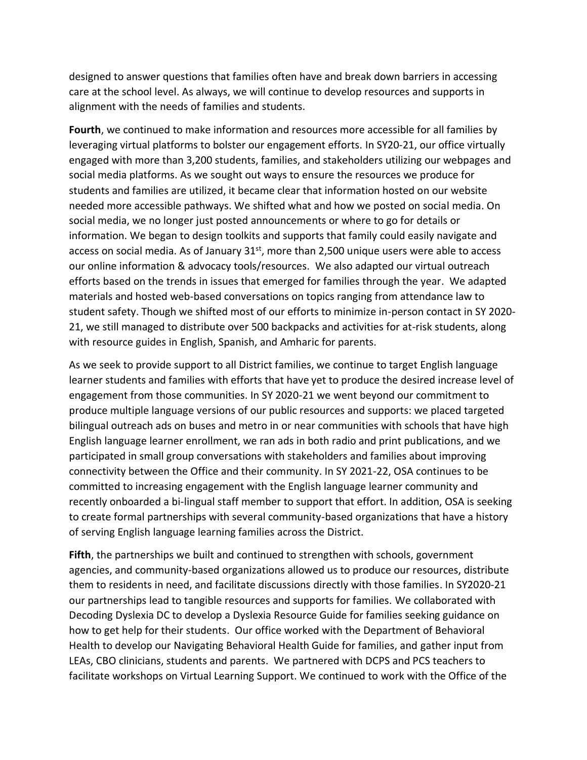designed to answer questions that families often have and break down barriers in accessing care at the school level. As always, we will continue to develop resources and supports in alignment with the needs of families and students.

**Fourth**, we continued to make information and resources more accessible for all families by leveraging virtual platforms to bolster our engagement efforts. In SY20-21, our office virtually engaged with more than 3,200 students, families, and stakeholders utilizing our webpages and social media platforms. As we sought out ways to ensure the resources we produce for students and families are utilized, it became clear that information hosted on our website needed more accessible pathways. We shifted what and how we posted on social media. On social media, we no longer just posted announcements or where to go for details or information. We began to design toolkits and supports that family could easily navigate and access on social media. As of January 31st, more than 2,500 unique users were able to access our online information & advocacy tools/resources. We also adapted our virtual outreach efforts based on the trends in issues that emerged for families through the year. We adapted materials and hosted web-based conversations on topics ranging from attendance law to student safety. Though we shifted most of our efforts to minimize in-person contact in SY 2020-21, we still managed to distribute over 500 backpacks and activities for at-risk students, along with resource guides in English, Spanish, and Amharic for parents.

As we seek to provide support to all District families, we continue to target English language learner students and families with efforts that have yet to produce the desired increase level of engagement from those communities. In SY 2020-21 we went beyond our commitment to produce multiple language versions of our public resources and supports: we placed targeted bilingual outreach ads on buses and metro in or near communities with schools that have high English language learner enrollment, we ran ads in both radio and print publications, and we participated in small group conversations with stakeholders and families about improving connectivity between the Office and their community. In SY 2021-22, OSA continues to be committed to increasing engagement with the English language learner community and recently onboarded a bi-lingual staff member to support that effort. In addition, OSA is seeking to create formal partnerships with several community-based organizations that have a history of serving English language learning families across the District.

**Fifth**, the partnerships we built and continued to strengthen with schools, government agencies, and community-based organizations allowed us to produce our resources, distribute them to residents in need, and facilitate discussions directly with those families. In SY2020-21 our partnerships lead to tangible resources and supports for families. We collaborated with Decoding Dyslexia DC to develop a Dyslexia Resource Guide for families seeking guidance on how to get help for their students. Our office worked with the Department of Behavioral Health to develop our Navigating Behavioral Health Guide for families, and gather input from LEAs, CBO clinicians, students and parents. We partnered with DCPS and PCS teachers to facilitate workshops on Virtual Learning Support. We continued to work with the Office of the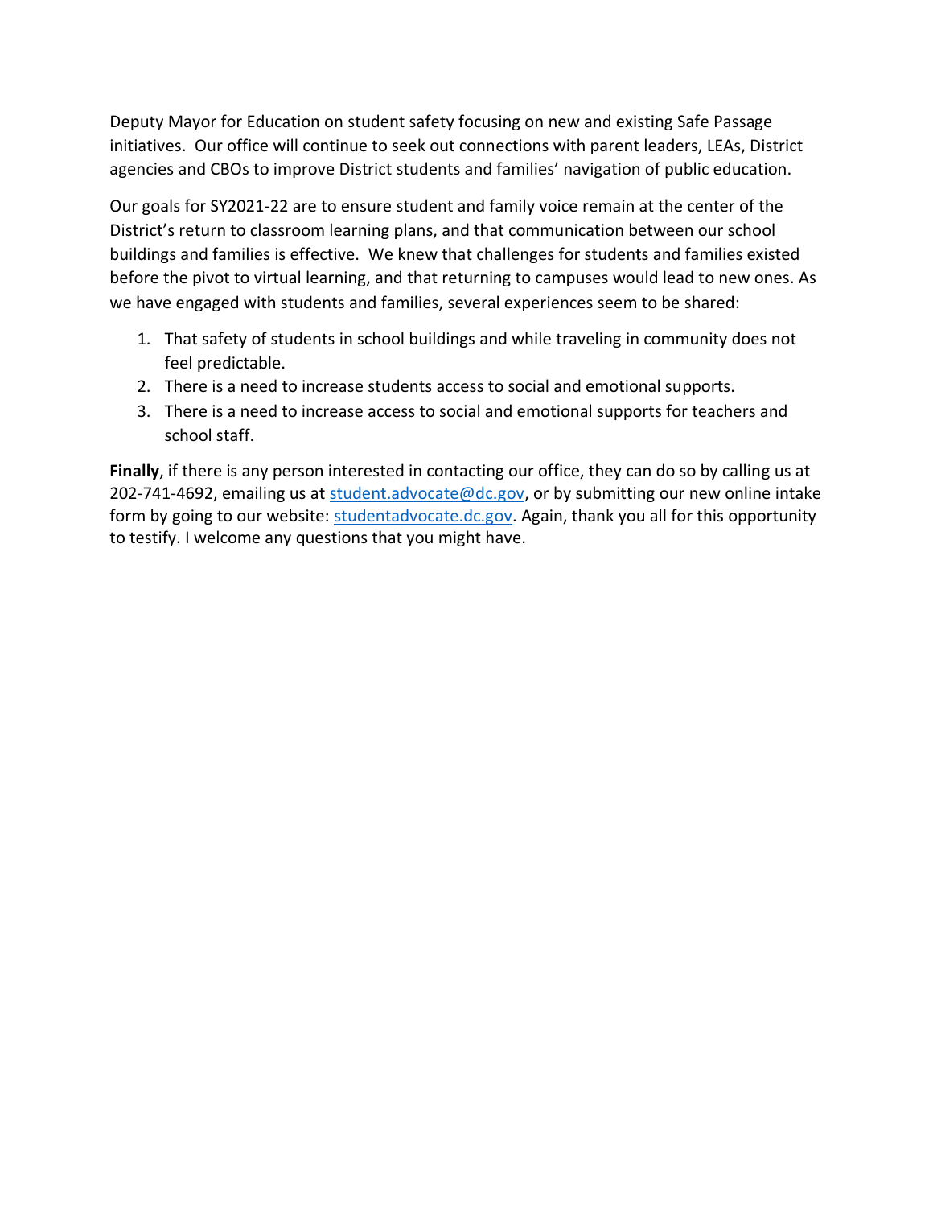Deputy Mayor for Education on student safety focusing on new and existing Safe Passage initiatives. Our office will continue to seek out connections with parent leaders, LEAs, District agencies and CBOs to improve District students and families' navigation of public education.

Our goals for SY2021-22 are to ensure student and family voice remain at the center of the District's return to classroom learning plans, and that communication between our school buildings and families is effective. We knew that challenges for students and families existed before the pivot to virtual learning, and that returning to campuses would lead to new ones. As we have engaged with students and families, several experiences seem to be shared:

1. That safety of students in school buildings and while traveling in community does not feel predictable.
2. There is a need to increase students access to social and emotional supports.
3. There is a need to increase access to social and emotional supports for teachers and school staff.

**Finally**, if there is any person interested in contacting our office, they can do so by calling us at 202-741-4692, emailing us at [student.advocate@dc.gov](mailto:student.advocate@dc.gov), or by submitting our new online intake form by going to our website: [studentadvocate.dc.gov](http://studentadvocate.dc.gov). Again, thank you all for this opportunity to testify. I welcome any questions that you might have.